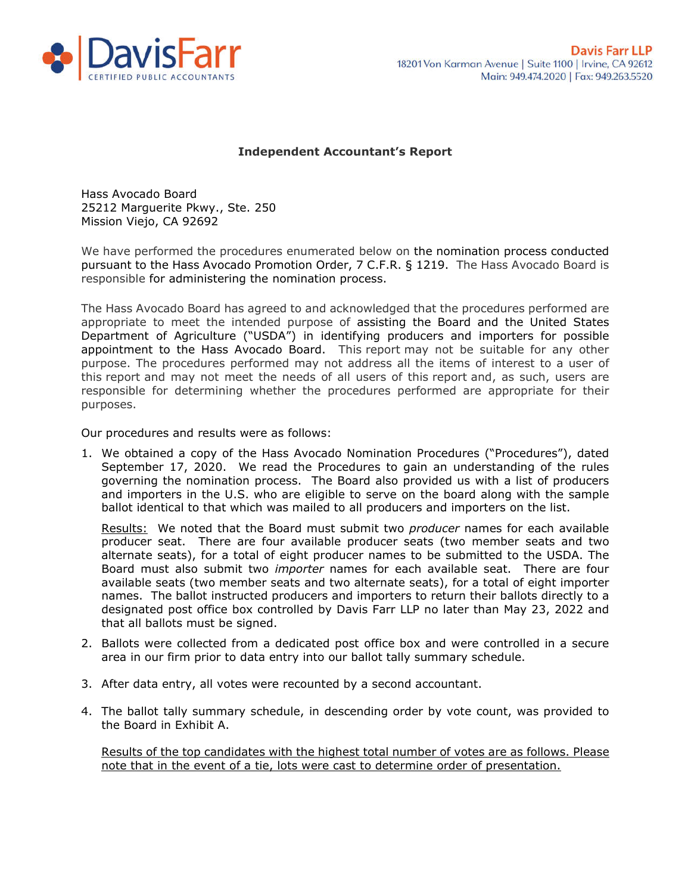DavisFarr
CERTIFIED PUBLIC ACCOUNTANTS

**Davis Farr LLP**
18201 Von Karman Avenue | Suite 1100 | Irvine, CA 92612
Main: 949.474.2020 | Fax: 949.263.5520

## Independent Accountant's Report

Hass Avocado Board
25212 Marguerite Pkwy., Ste. 250
Mission Viejo, CA 92692

We have performed the procedures enumerated below on the nomination process conducted pursuant to the Hass Avocado Promotion Order, 7 C.F.R. § 1219. The Hass Avocado Board is responsible for administering the nomination process.

The Hass Avocado Board has agreed to and acknowledged that the procedures performed are appropriate to meet the intended purpose of assisting the Board and the United States Department of Agriculture ("USDA") in identifying producers and importers for possible appointment to the Hass Avocado Board. This report may not be suitable for any other purpose. The procedures performed may not address all the items of interest to a user of this report and may not meet the needs of all users of this report and, as such, users are responsible for determining whether the procedures performed are appropriate for their purposes.

Our procedures and results were as follows:

1. We obtained a copy of the Hass Avocado Nomination Procedures ("Procedures"), dated September 17, 2020. We read the Procedures to gain an understanding of the rules governing the nomination process. The Board also provided us with a list of producers and importers in the U.S. who are eligible to serve on the board along with the sample ballot identical to that which was mailed to all producers and importers on the list.

   Results: We noted that the Board must submit two *producer* names for each available producer seat. There are four available producer seats (two member seats and two alternate seats), for a total of eight producer names to be submitted to the USDA. The Board must also submit two *importer* names for each available seat. There are four available seats (two member seats and two alternate seats), for a total of eight importer names. The ballot instructed producers and importers to return their ballots directly to a designated post office box controlled by Davis Farr LLP no later than May 23, 2022 and that all ballots must be signed.

2. Ballots were collected from a dedicated post office box and were controlled in a secure area in our firm prior to data entry into our ballot tally summary schedule.

3. After data entry, all votes were recounted by a second accountant.

4. The ballot tally summary schedule, in descending order by vote count, was provided to the Board in Exhibit A.

   Results of the top candidates with the highest total number of votes are as follows. Please note that in the event of a tie, lots were cast to determine order of presentation.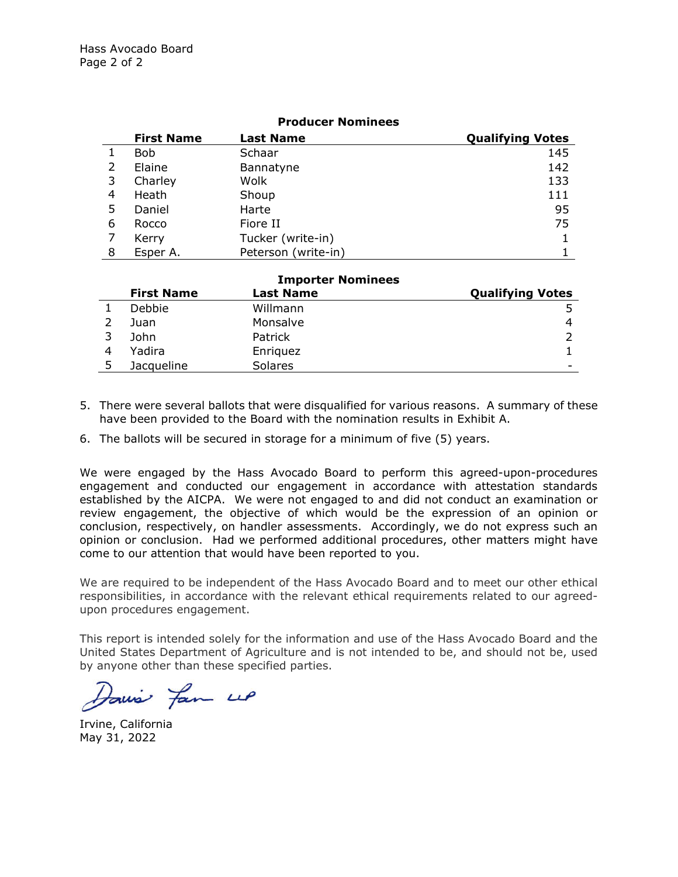**Producer Nominees**

| | First Name | Last Name | Qualifying Votes |
|---|---|---|---|
| 1 | Bob | Schaar | 145 |
| 2 | Elaine | Bannatyne | 142 |
| 3 | Charley | Wolk | 133 |
| 4 | Heath | Shoup | 111 |
| 5 | Daniel | Harte | 95 |
| 6 | Rocco | Fiore II | 75 |
| 7 | Kerry | Tucker (write-in) | 1 |
| 8 | Esper A. | Peterson (write-in) | 1 |

**Importer Nominees**

| | First Name | Last Name | Qualifying Votes |
|---|---|---|---|
| 1 | Debbie | Willmann | 5 |
| 2 | Juan | Monsalve | 4 |
| 3 | John | Patrick | 2 |
| 4 | Yadira | Enriquez | 1 |
| 5 | Jacqueline | Solares | - |

5. There were several ballots that were disqualified for various reasons. A summary of these have been provided to the Board with the nomination results in Exhibit A.
6. The ballots will be secured in storage for a minimum of five (5) years.

We were engaged by the Hass Avocado Board to perform this agreed-upon-procedures engagement and conducted our engagement in accordance with attestation standards established by the AICPA. We were not engaged to and did not conduct an examination or review engagement, the objective of which would be the expression of an opinion or conclusion, respectively, on handler assessments. Accordingly, we do not express such an opinion or conclusion. Had we performed additional procedures, other matters might have come to our attention that would have been reported to you.

We are required to be independent of the Hass Avocado Board and to meet our other ethical responsibilities, in accordance with the relevant ethical requirements related to our agreed-upon procedures engagement.

This report is intended solely for the information and use of the Hass Avocado Board and the United States Department of Agriculture and is not intended to be, and should not be, used by anyone other than these specified parties.

Davis Farr LLP

Irvine, California
May 31, 2022